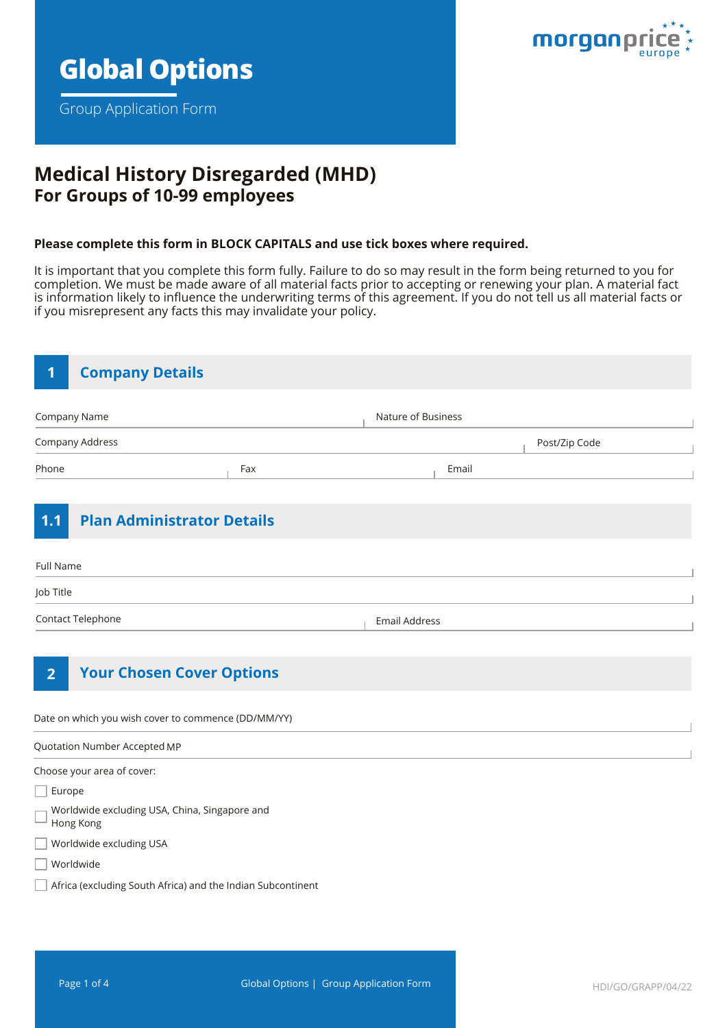# Global Options

Group Application Form

## Medical History Disregarded (MHD)
### For Groups of 10-99 employees

**Please complete this form in BLOCK CAPITALS and use tick boxes where required.**

It is important that you complete this form fully. Failure to do so may result in the form being returned to you for completion. We must be made aware of all material facts prior to accepting or renewing your plan. A material fact is information likely to influence the underwriting terms of this agreement. If you do not tell us all material facts or if you misrepresent any facts this may invalidate your policy.

## 1 Company Details

Company Name

Nature of Business

Company Address

Post/Zip Code

Phone

Fax

Email

## 1.1 Plan Administrator Details

Full Name

Job Title

Contact Telephone

Email Address

## 2 Your Chosen Cover Options

Date on which you wish cover to commence (DD/MM/YY)

Quotation Number Accepted MP

Choose your area of cover:

- ☐ Europe
- ☐ Worldwide excluding USA, China, Singapore and Hong Kong
- ☐ Worldwide excluding USA
- ☐ Worldwide
- ☐ Africa (excluding South Africa) and the Indian Subcontinent

HDI/GO/GRAPP/04/22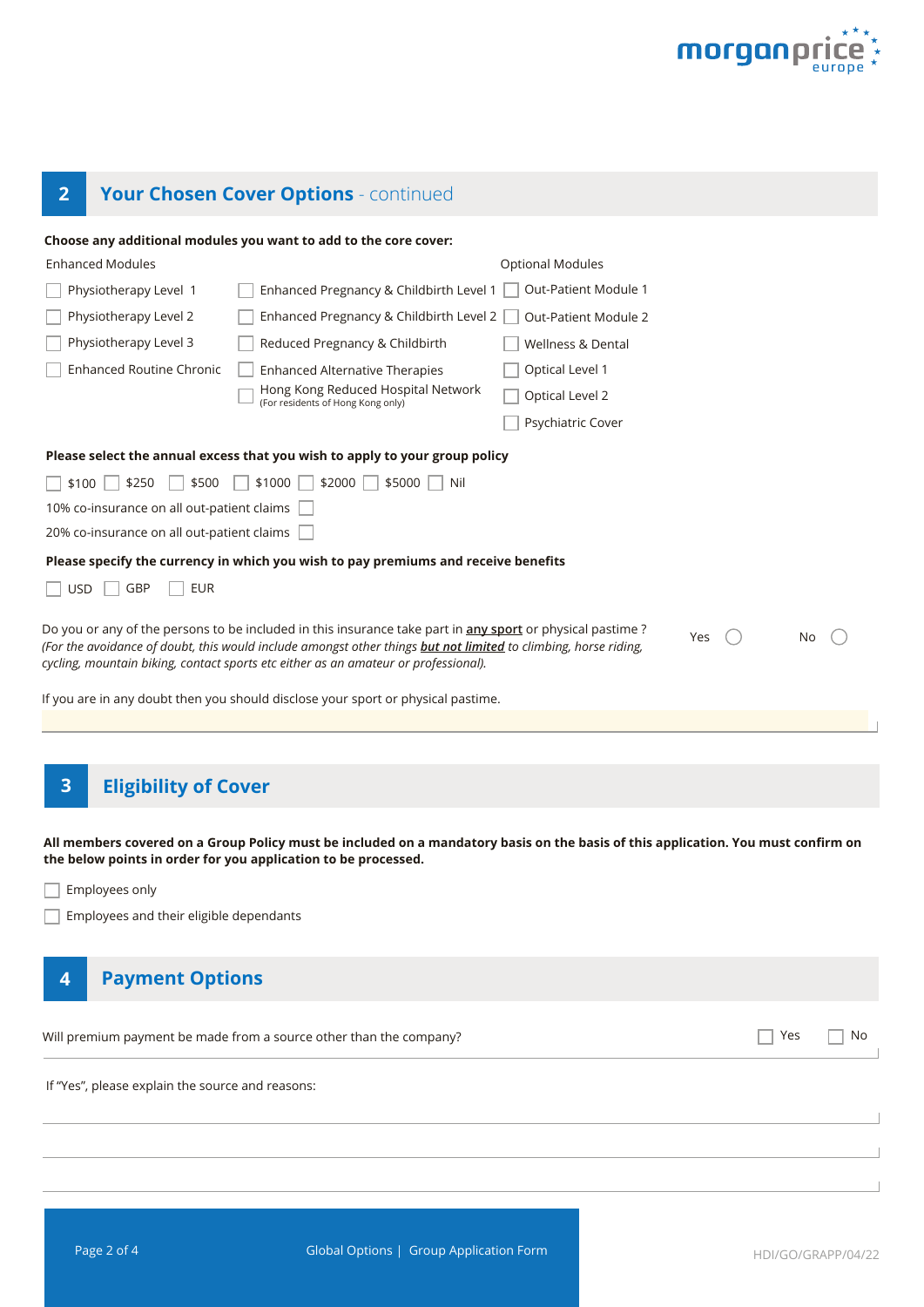## 2 Your Chosen Cover Options - continued

**Choose any additional modules you want to add to the core cover:**

| Enhanced Modules | | Optional Modules |
|---|---|---|
| ☐ Physiotherapy Level 1 | ☐ Enhanced Pregnancy & Childbirth Level 1 | ☐ Out-Patient Module 1 |
| ☐ Physiotherapy Level 2 | ☐ Enhanced Pregnancy & Childbirth Level 2 | ☐ Out-Patient Module 2 |
| ☐ Physiotherapy Level 3 | ☐ Reduced Pregnancy & Childbirth | ☐ Wellness & Dental |
| ☐ Enhanced Routine Chronic | ☐ Enhanced Alternative Therapies | ☐ Optical Level 1 |
| | ☐ Hong Kong Reduced Hospital Network (For residents of Hong Kong only) | ☐ Optical Level 2 |
| | | ☐ Psychiatric Cover |

**Please select the annual excess that you wish to apply to your group policy**

☐ $100 ☐ $250 ☐ $500 ☐ $1000 ☐ $2000 ☐ $5000 ☐ Nil

10% co-insurance on all out-patient claims ☐

20% co-insurance on all out-patient claims ☐

**Please specify the currency in which you wish to pay premiums and receive benefits**

☐ USD ☐ GBP ☐ EUR

Do you or any of the persons to be included in this insurance take part in **any sport** or physical pastime? Yes ○ No ○

*(For the avoidance of doubt, this would include amongst other things* ***but not limited*** *to climbing, horse riding, cycling, mountain biking, contact sports etc either as an amateur or professional).*

If you are in any doubt then you should disclose your sport or physical pastime.

## 3 Eligibility of Cover

**All members covered on a Group Policy must be included on a mandatory basis on the basis of this application. You must confirm on the below points in order for you application to be processed.**

☐ Employees only

☐ Employees and their eligible dependants

## 4 Payment Options

Will premium payment be made from a source other than the company? ☐ Yes ☐ No

If "Yes", please explain the source and reasons:

HDI/GO/GRAPP/04/22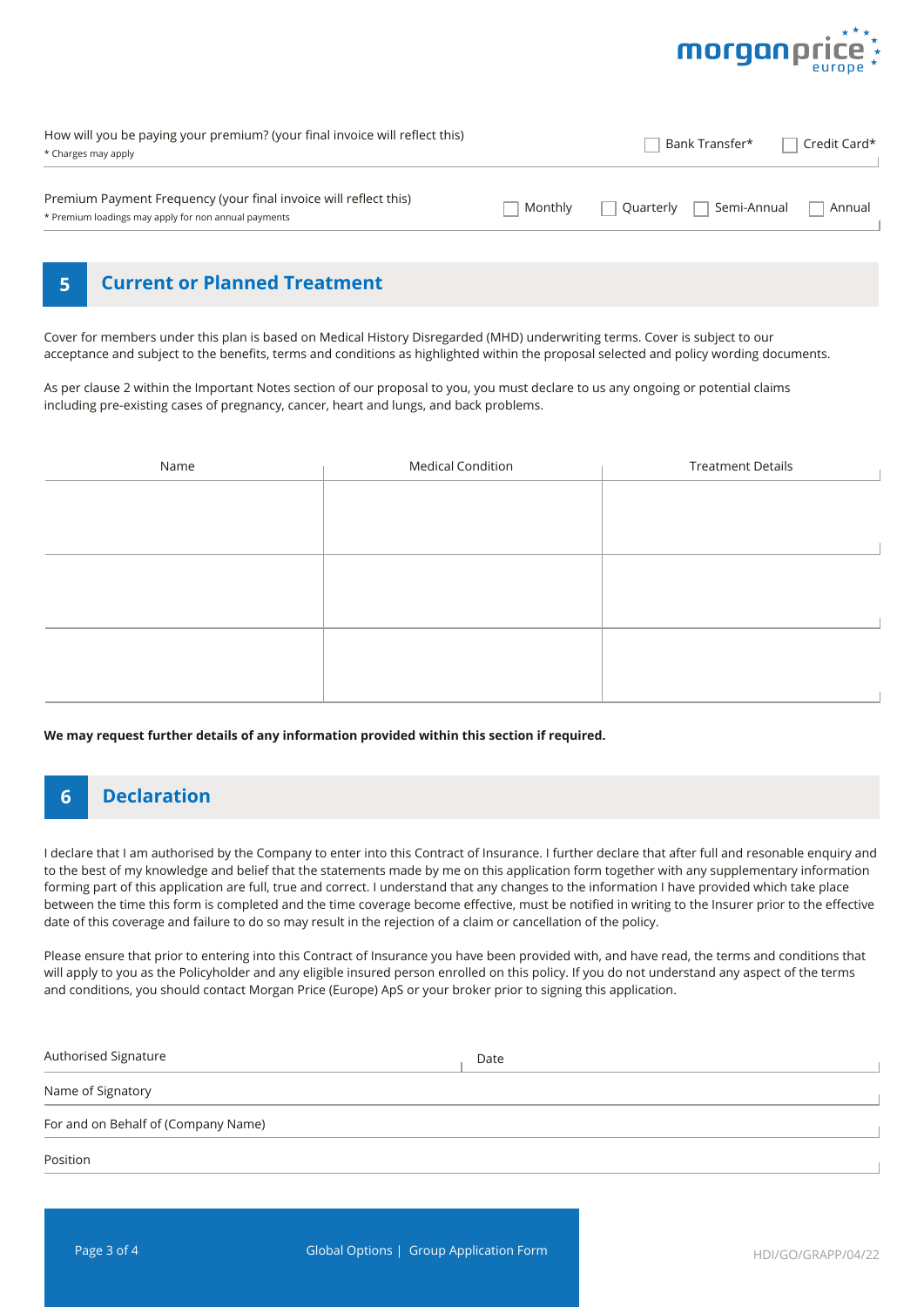How will you be paying your premium? (your final invoice will reflect this)
* Charges may apply

☐ Bank Transfer* ☐ Credit Card*

Premium Payment Frequency (your final invoice will reflect this)
* Premium loadings may apply for non annual payments

☐ Monthly ☐ Quarterly ☐ Semi-Annual ☐ Annual

## 5 Current or Planned Treatment

Cover for members under this plan is based on Medical History Disregarded (MHD) underwriting terms. Cover is subject to our acceptance and subject to the benefits, terms and conditions as highlighted within the proposal selected and policy wording documents.

As per clause 2 within the Important Notes section of our proposal to you, you must declare to us any ongoing or potential claims including pre-existing cases of pregnancy, cancer, heart and lungs, and back problems.

| Name | Medical Condition | Treatment Details |
| --- | --- | --- |
| | | |
| | | |
| | | |

**We may request further details of any information provided within this section if required.**

## 6 Declaration

I declare that I am authorised by the Company to enter into this Contract of Insurance. I further declare that after full and resonable enquiry and to the best of my knowledge and belief that the statements made by me on this application form together with any supplementary information forming part of this application are full, true and correct. I understand that any changes to the information I have provided which take place between the time this form is completed and the time coverage become effective, must be notified in writing to the Insurer prior to the effective date of this coverage and failure to do so may result in the rejection of a claim or cancellation of the policy.

Please ensure that prior to entering into this Contract of Insurance you have been provided with, and have read, the terms and conditions that will apply to you as the Policyholder and any eligible insured person enrolled on this policy. If you do not understand any aspect of the terms and conditions, you should contact Morgan Price (Europe) ApS or your broker prior to signing this application.

Authorised Signature Date

Name of Signatory

For and on Behalf of (Company Name)

Position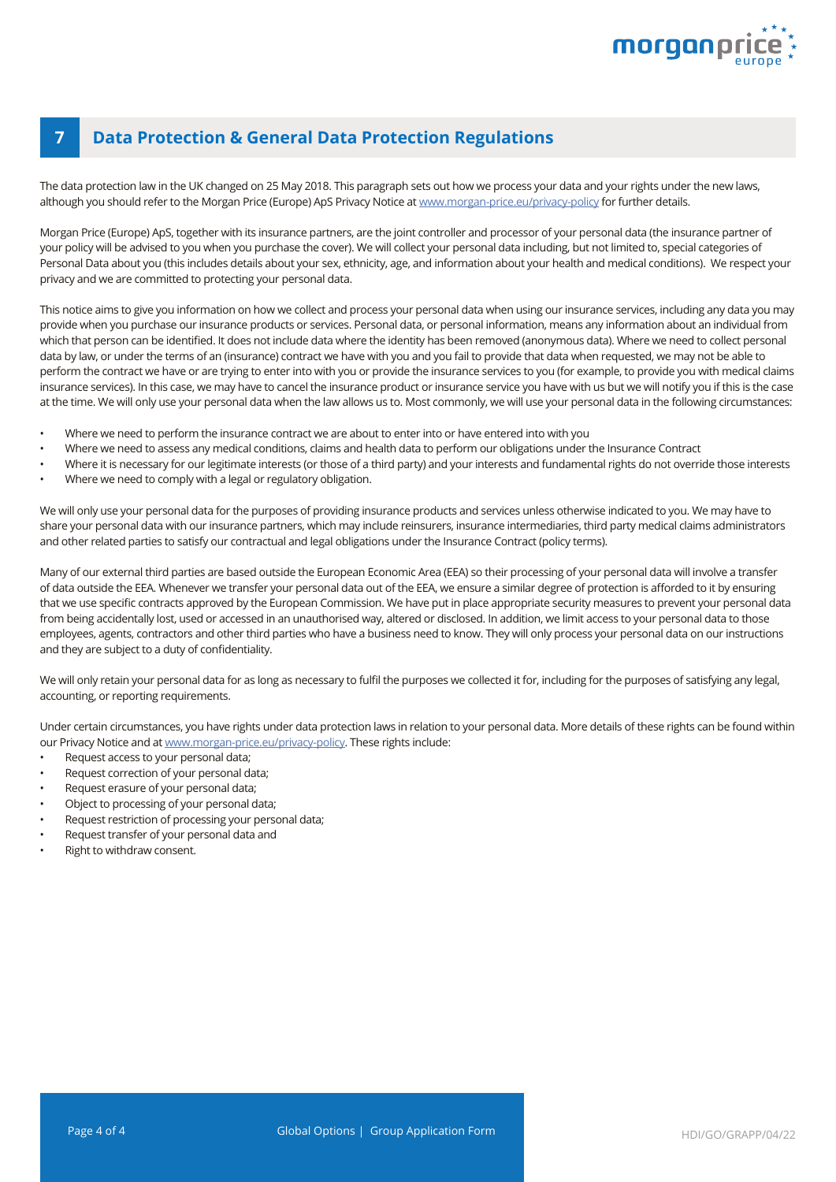## 7 Data Protection & General Data Protection Regulations

The data protection law in the UK changed on 25 May 2018. This paragraph sets out how we process your data and your rights under the new laws, although you should refer to the Morgan Price (Europe) ApS Privacy Notice at www.morgan-price.eu/privacy-policy for further details.

Morgan Price (Europe) ApS, together with its insurance partners, are the joint controller and processor of your personal data (the insurance partner of your policy will be advised to you when you purchase the cover). We will collect your personal data including, but not limited to, special categories of Personal Data about you (this includes details about your sex, ethnicity, age, and information about your health and medical conditions). We respect your privacy and we are committed to protecting your personal data.

This notice aims to give you information on how we collect and process your personal data when using our insurance services, including any data you may provide when you purchase our insurance products or services. Personal data, or personal information, means any information about an individual from which that person can be identified. It does not include data where the identity has been removed (anonymous data). Where we need to collect personal data by law, or under the terms of an (insurance) contract we have with you and you fail to provide that data when requested, we may not be able to perform the contract we have or are trying to enter into with you or provide the insurance services to you (for example, to provide you with medical claims insurance services). In this case, we may have to cancel the insurance product or insurance service you have with us but we will notify you if this is the case at the time. We will only use your personal data when the law allows us to. Most commonly, we will use your personal data in the following circumstances:

- Where we need to perform the insurance contract we are about to enter into or have entered into with you
- Where we need to assess any medical conditions, claims and health data to perform our obligations under the Insurance Contract
- Where it is necessary for our legitimate interests (or those of a third party) and your interests and fundamental rights do not override those interests
- Where we need to comply with a legal or regulatory obligation.

We will only use your personal data for the purposes of providing insurance products and services unless otherwise indicated to you. We may have to share your personal data with our insurance partners, which may include reinsurers, insurance intermediaries, third party medical claims administrators and other related parties to satisfy our contractual and legal obligations under the Insurance Contract (policy terms).

Many of our external third parties are based outside the European Economic Area (EEA) so their processing of your personal data will involve a transfer of data outside the EEA. Whenever we transfer your personal data out of the EEA, we ensure a similar degree of protection is afforded to it by ensuring that we use specific contracts approved by the European Commission. We have put in place appropriate security measures to prevent your personal data from being accidentally lost, used or accessed in an unauthorised way, altered or disclosed. In addition, we limit access to your personal data to those employees, agents, contractors and other third parties who have a business need to know. They will only process your personal data on our instructions and they are subject to a duty of confidentiality.

We will only retain your personal data for as long as necessary to fulfil the purposes we collected it for, including for the purposes of satisfying any legal, accounting, or reporting requirements.

Under certain circumstances, you have rights under data protection laws in relation to your personal data. More details of these rights can be found within our Privacy Notice and at www.morgan-price.eu/privacy-policy. These rights include:

- Request access to your personal data;
- Request correction of your personal data;
- Request erasure of your personal data;
- Object to processing of your personal data;
- Request restriction of processing your personal data;
- Request transfer of your personal data and
- Right to withdraw consent.